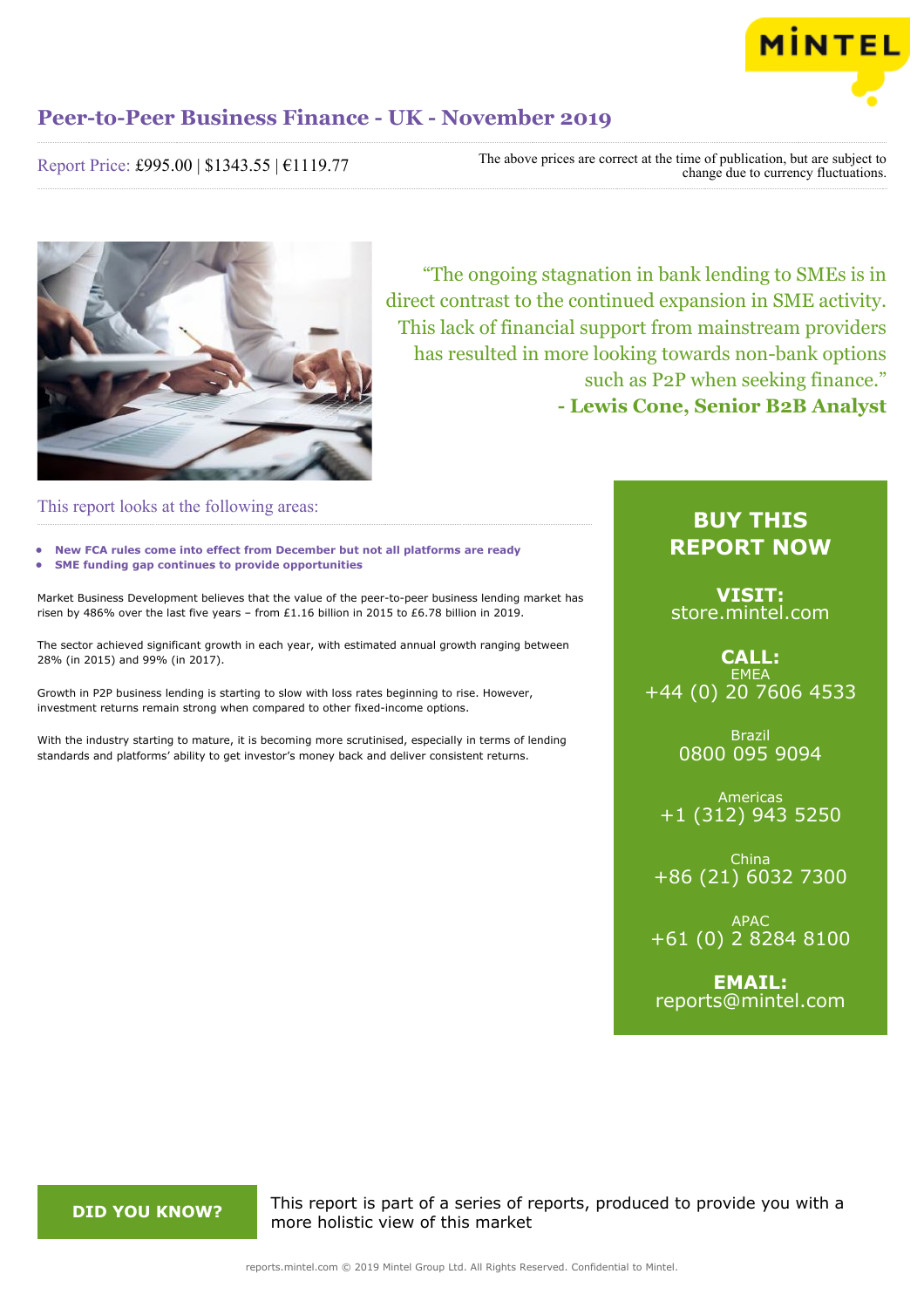# Peer-to-Peer Business Finance - UK - November 2019

Report Price: £995.00 | $1343.55 | €1119.77

The above prices are correct at the time of publication, but are subject to change due to currency fluctuations.

"The ongoing stagnation in bank lending to SMEs is in direct contrast to the continued expansion in SME activity. This lack of financial support from mainstream providers has resulted in more looking towards non-bank options such as P2P when seeking finance."
**- Lewis Cone, Senior B2B Analyst**

## This report looks at the following areas:

- **New FCA rules come into effect from December but not all platforms are ready**
- **SME funding gap continues to provide opportunities**

Market Business Development believes that the value of the peer-to-peer business lending market has risen by 486% over the last five years – from £1.16 billion in 2015 to £6.78 billion in 2019.

The sector achieved significant growth in each year, with estimated annual growth ranging between 28% (in 2015) and 99% (in 2017).

Growth in P2P business lending is starting to slow with loss rates beginning to rise. However, investment returns remain strong when compared to other fixed-income options.

With the industry starting to mature, it is becoming more scrutinised, especially in terms of lending standards and platforms' ability to get investor's money back and deliver consistent returns.

**BUY THIS REPORT NOW**

**VISIT:**
store.mintel.com

**CALL:**
EMEA
+44 (0) 20 7606 4533

Brazil
0800 095 9094

Americas
+1 (312) 943 5250

China
+86 (21) 6032 7300

APAC
+61 (0) 2 8284 8100

**EMAIL:**
reports@mintel.com

**DID YOU KNOW?**

This report is part of a series of reports, produced to provide you with a more holistic view of this market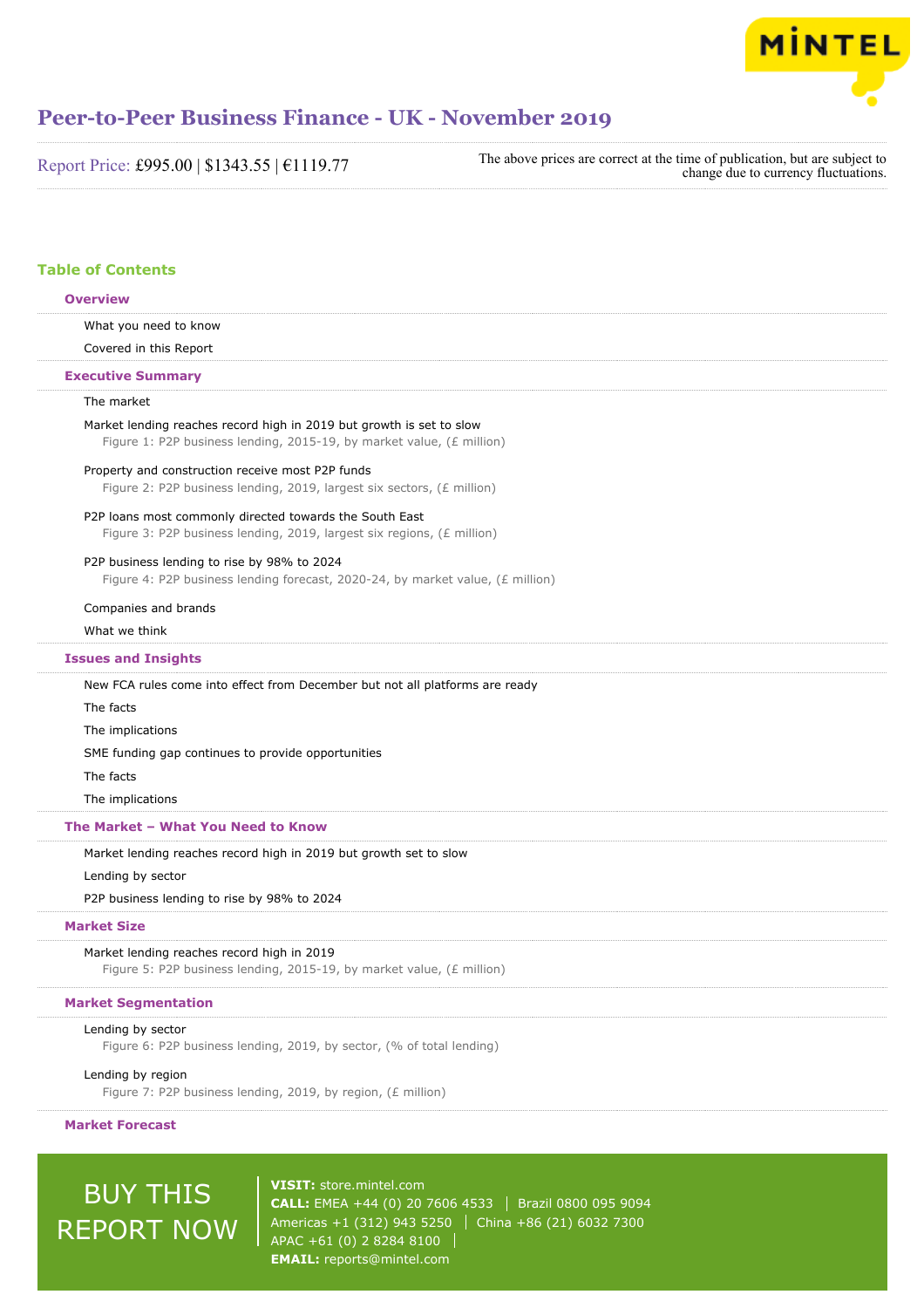# Peer-to-Peer Business Finance - UK - November 2019

Report Price: £995.00 | $1343.55 | €1119.77

The above prices are correct at the time of publication, but are subject to change due to currency fluctuations.

## Table of Contents

### Overview

What you need to know

Covered in this Report

### Executive Summary

The market

Market lending reaches record high in 2019 but growth is set to slow
Figure 1: P2P business lending, 2015-19, by market value, (£ million)

Property and construction receive most P2P funds
Figure 2: P2P business lending, 2019, largest six sectors, (£ million)

P2P loans most commonly directed towards the South East
Figure 3: P2P business lending, 2019, largest six regions, (£ million)

P2P business lending to rise by 98% to 2024
Figure 4: P2P business lending forecast, 2020-24, by market value, (£ million)

Companies and brands

What we think

### Issues and Insights

New FCA rules come into effect from December but not all platforms are ready

The facts

The implications

SME funding gap continues to provide opportunities

The facts

The implications

### The Market – What You Need to Know

Market lending reaches record high in 2019 but growth set to slow

Lending by sector

P2P business lending to rise by 98% to 2024

### Market Size

Market lending reaches record high in 2019
Figure 5: P2P business lending, 2015-19, by market value, (£ million)

### Market Segmentation

Lending by sector
Figure 6: P2P business lending, 2019, by sector, (% of total lending)

Lending by region
Figure 7: P2P business lending, 2019, by region, (£ million)

### Market Forecast

BUY THIS REPORT NOW

**VISIT:** store.mintel.com
**CALL:** EMEA +44 (0) 20 7606 4533 | Brazil 0800 095 9094
Americas +1 (312) 943 5250 | China +86 (21) 6032 7300
APAC +61 (0) 2 8284 8100 |
**EMAIL:** reports@mintel.com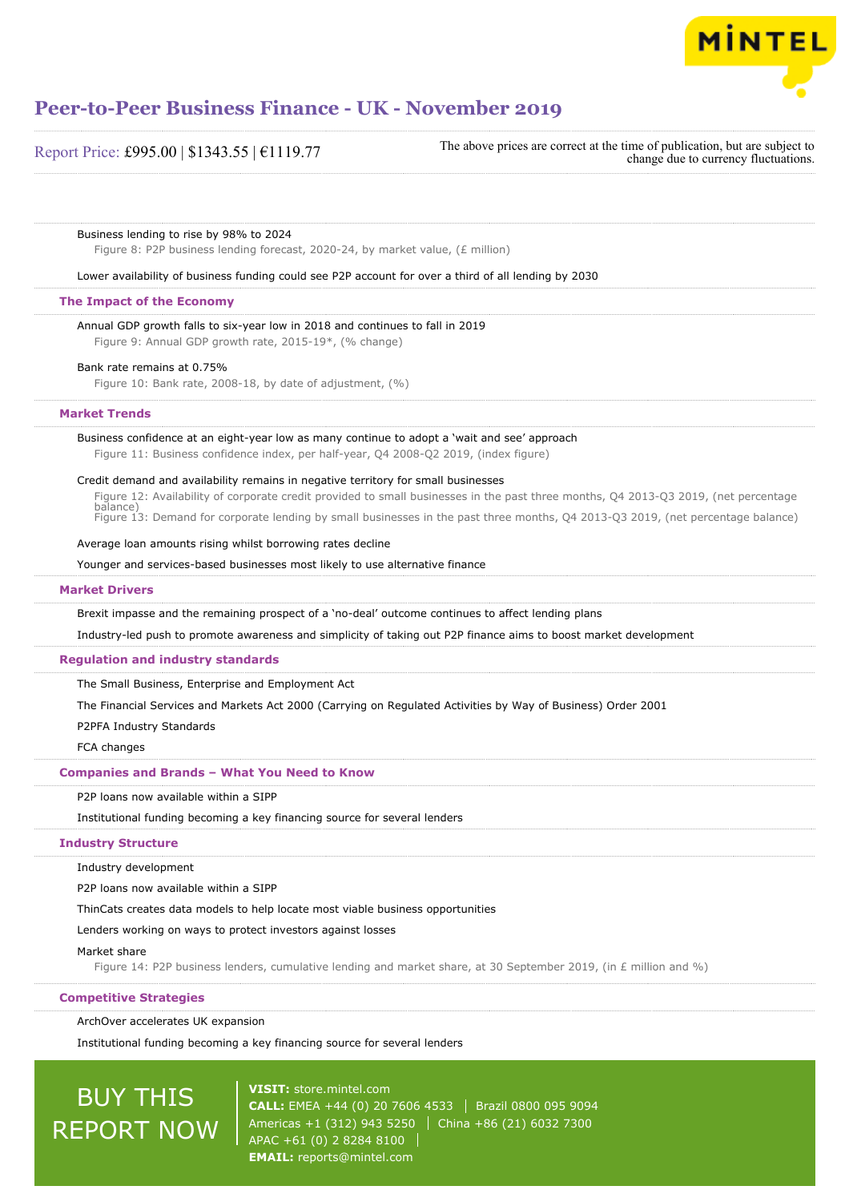Business lending to rise by 98% to 2024

Figure 8: P2P business lending forecast, 2020-24, by market value, (£ million)

Lower availability of business funding could see P2P account for over a third of all lending by 2030

## The Impact of the Economy

Annual GDP growth falls to six-year low in 2018 and continues to fall in 2019

Figure 9: Annual GDP growth rate, 2015-19*, (% change)

Bank rate remains at 0.75%

Figure 10: Bank rate, 2008-18, by date of adjustment, (%)

## Market Trends

Business confidence at an eight-year low as many continue to adopt a 'wait and see' approach

Figure 11: Business confidence index, per half-year, Q4 2008-Q2 2019, (index figure)

Credit demand and availability remains in negative territory for small businesses

Figure 12: Availability of corporate credit provided to small businesses in the past three months, Q4 2013-Q3 2019, (net percentage balance)

Figure 13: Demand for corporate lending by small businesses in the past three months, Q4 2013-Q3 2019, (net percentage balance)

Average loan amounts rising whilst borrowing rates decline

Younger and services-based businesses most likely to use alternative finance

## Market Drivers

Brexit impasse and the remaining prospect of a 'no-deal' outcome continues to affect lending plans

Industry-led push to promote awareness and simplicity of taking out P2P finance aims to boost market development

## Regulation and industry standards

The Small Business, Enterprise and Employment Act

The Financial Services and Markets Act 2000 (Carrying on Regulated Activities by Way of Business) Order 2001

P2PFA Industry Standards

FCA changes

## Companies and Brands – What You Need to Know

P2P loans now available within a SIPP

Institutional funding becoming a key financing source for several lenders

## Industry Structure

Industry development

P2P loans now available within a SIPP

ThinCats creates data models to help locate most viable business opportunities

Lenders working on ways to protect investors against losses

Market share

Figure 14: P2P business lenders, cumulative lending and market share, at 30 September 2019, (in £ million and %)

## Competitive Strategies

ArchOver accelerates UK expansion

Institutional funding becoming a key financing source for several lenders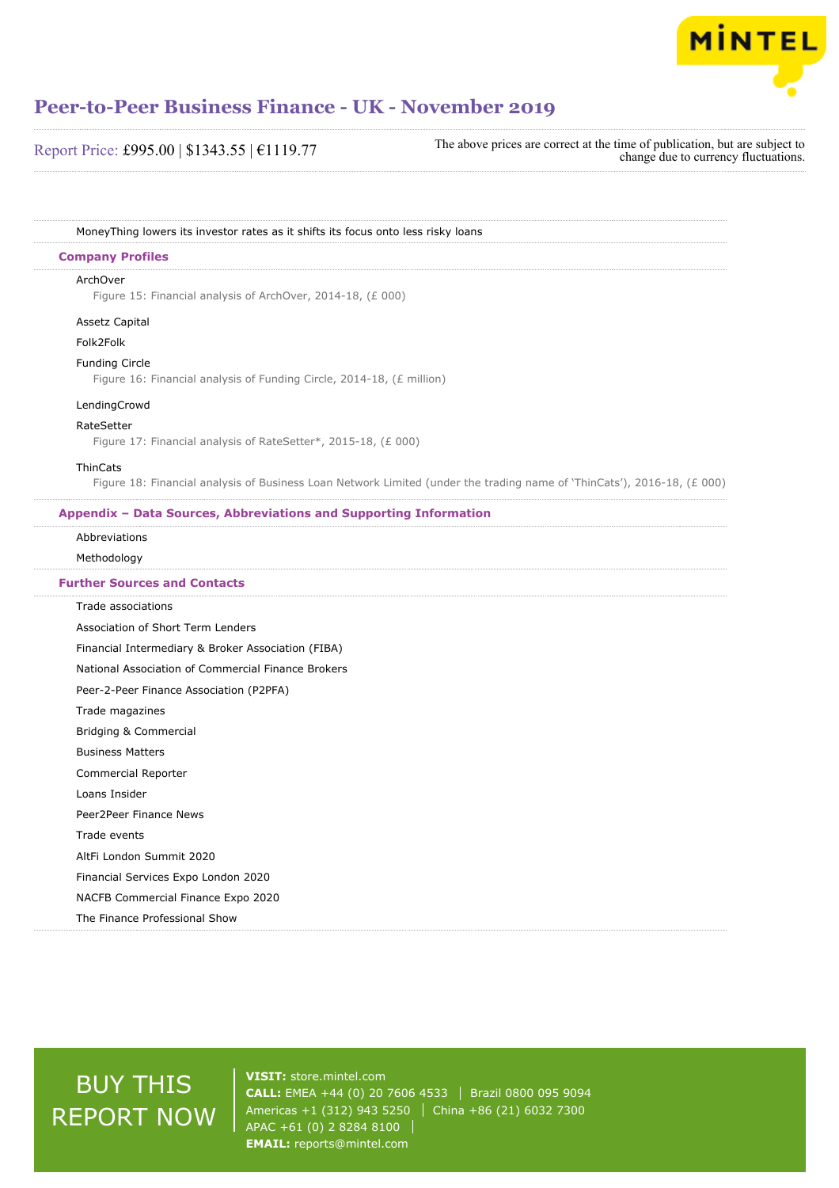MoneyThing lowers its investor rates as it shifts its focus onto less risky loans

## Company Profiles

ArchOver

Figure 15: Financial analysis of ArchOver, 2014-18, (£ 000)

Assetz Capital

Folk2Folk

Funding Circle

Figure 16: Financial analysis of Funding Circle, 2014-18, (£ million)

LendingCrowd

RateSetter

Figure 17: Financial analysis of RateSetter*, 2015-18, (£ 000)

ThinCats

Figure 18: Financial analysis of Business Loan Network Limited (under the trading name of 'ThinCats'), 2016-18, (£ 000)

## Appendix – Data Sources, Abbreviations and Supporting Information

Abbreviations

Methodology

## Further Sources and Contacts

Trade associations

Association of Short Term Lenders

Financial Intermediary & Broker Association (FIBA)

National Association of Commercial Finance Brokers

Peer-2-Peer Finance Association (P2PFA)

Trade magazines

Bridging & Commercial

Business Matters

Commercial Reporter

Loans Insider

Peer2Peer Finance News

Trade events

AltFi London Summit 2020

Financial Services Expo London 2020

NACFB Commercial Finance Expo 2020

The Finance Professional Show